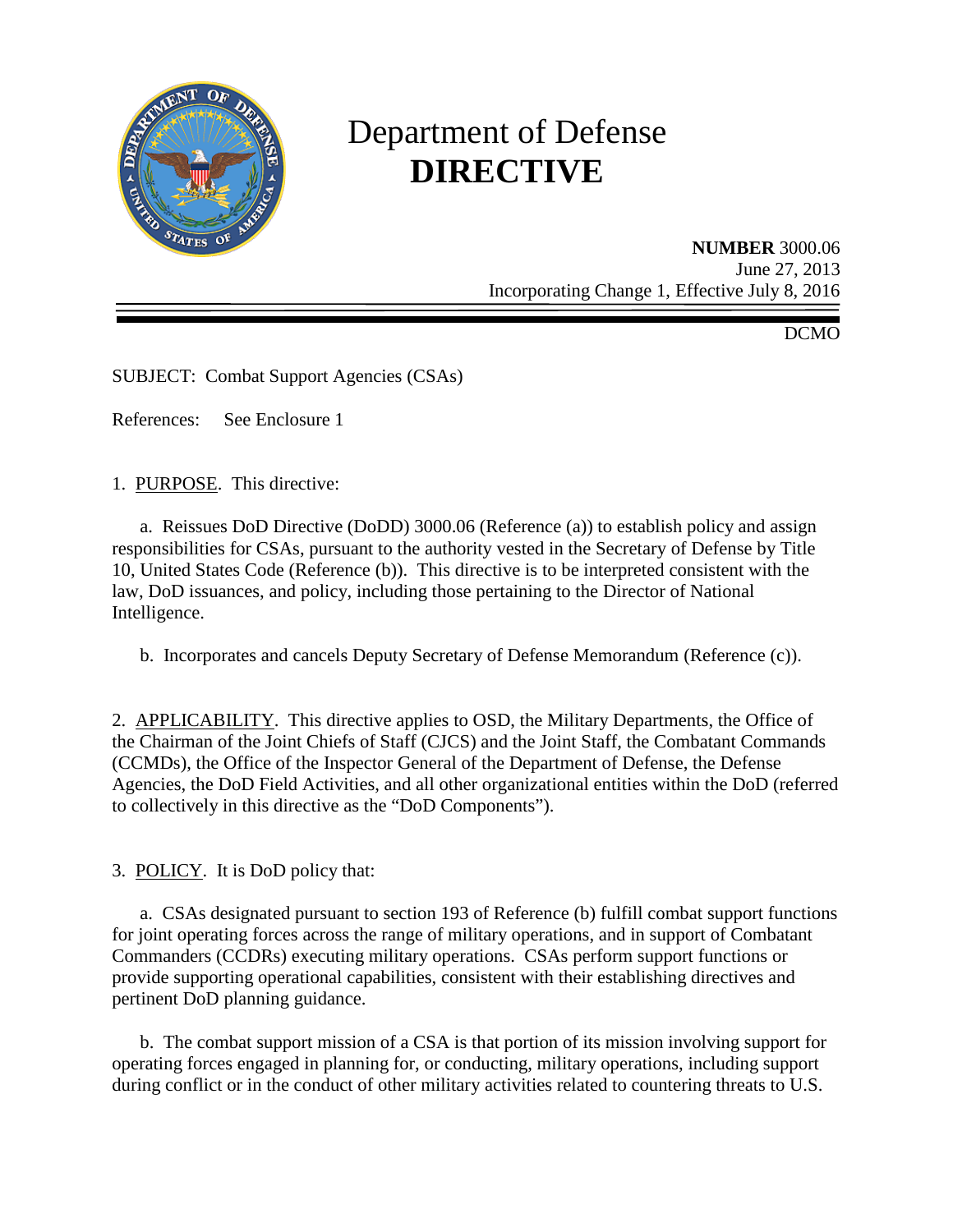# Department of Defense
# DIRECTIVE

**NUMBER** 3000.06
June 27, 2013
Incorporating Change 1, Effective July 8, 2016

DCMO

SUBJECT: Combat Support Agencies (CSAs)

References: See Enclosure 1

1. PURPOSE. This directive:

a. Reissues DoD Directive (DoDD) 3000.06 (Reference (a)) to establish policy and assign responsibilities for CSAs, pursuant to the authority vested in the Secretary of Defense by Title 10, United States Code (Reference (b)). This directive is to be interpreted consistent with the law, DoD issuances, and policy, including those pertaining to the Director of National Intelligence.

b. Incorporates and cancels Deputy Secretary of Defense Memorandum (Reference (c)).

2. APPLICABILITY. This directive applies to OSD, the Military Departments, the Office of the Chairman of the Joint Chiefs of Staff (CJCS) and the Joint Staff, the Combatant Commands (CCMDs), the Office of the Inspector General of the Department of Defense, the Defense Agencies, the DoD Field Activities, and all other organizational entities within the DoD (referred to collectively in this directive as the "DoD Components").

3. POLICY. It is DoD policy that:

a. CSAs designated pursuant to section 193 of Reference (b) fulfill combat support functions for joint operating forces across the range of military operations, and in support of Combatant Commanders (CCDRs) executing military operations. CSAs perform support functions or provide supporting operational capabilities, consistent with their establishing directives and pertinent DoD planning guidance.

b. The combat support mission of a CSA is that portion of its mission involving support for operating forces engaged in planning for, or conducting, military operations, including support during conflict or in the conduct of other military activities related to countering threats to U.S.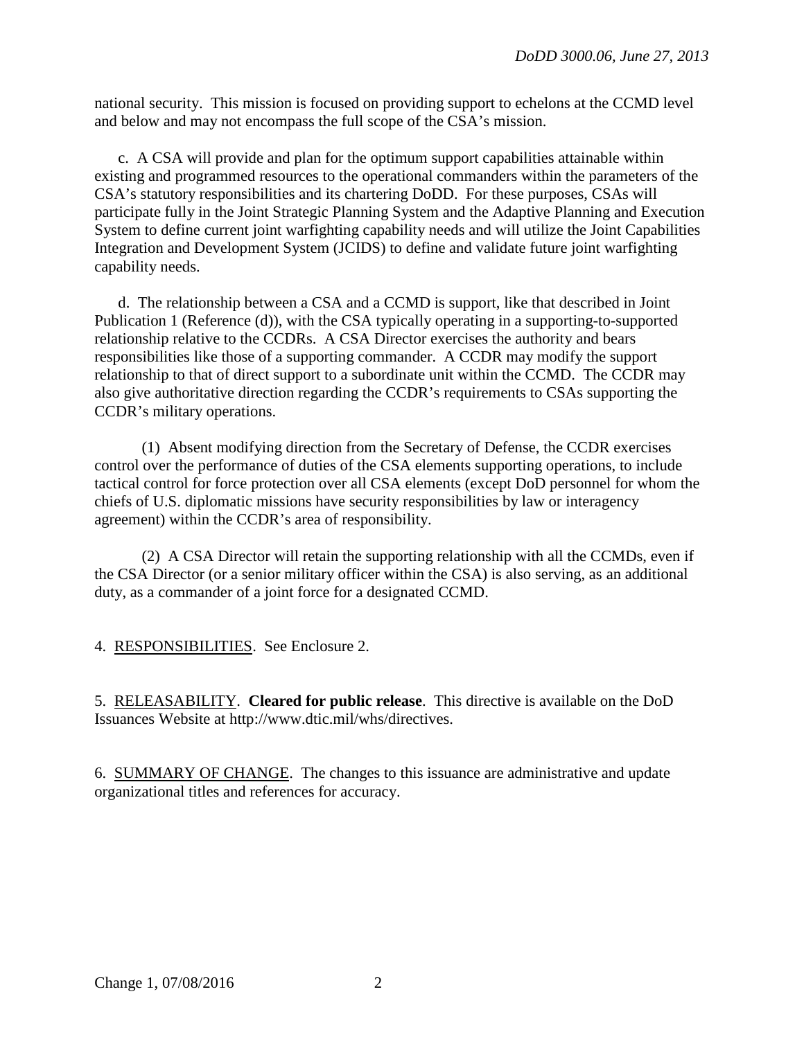national security. This mission is focused on providing support to echelons at the CCMD level and below and may not encompass the full scope of the CSA's mission.

c. A CSA will provide and plan for the optimum support capabilities attainable within existing and programmed resources to the operational commanders within the parameters of the CSA's statutory responsibilities and its chartering DoDD. For these purposes, CSAs will participate fully in the Joint Strategic Planning System and the Adaptive Planning and Execution System to define current joint warfighting capability needs and will utilize the Joint Capabilities Integration and Development System (JCIDS) to define and validate future joint warfighting capability needs.

d. The relationship between a CSA and a CCMD is support, like that described in Joint Publication 1 (Reference (d)), with the CSA typically operating in a supporting-to-supported relationship relative to the CCDRs. A CSA Director exercises the authority and bears responsibilities like those of a supporting commander. A CCDR may modify the support relationship to that of direct support to a subordinate unit within the CCMD. The CCDR may also give authoritative direction regarding the CCDR's requirements to CSAs supporting the CCDR's military operations.

(1) Absent modifying direction from the Secretary of Defense, the CCDR exercises control over the performance of duties of the CSA elements supporting operations, to include tactical control for force protection over all CSA elements (except DoD personnel for whom the chiefs of U.S. diplomatic missions have security responsibilities by law or interagency agreement) within the CCDR's area of responsibility.

(2) A CSA Director will retain the supporting relationship with all the CCMDs, even if the CSA Director (or a senior military officer within the CSA) is also serving, as an additional duty, as a commander of a joint force for a designated CCMD.

4. RESPONSIBILITIES. See Enclosure 2.

5. RELEASABILITY. **Cleared for public release**. This directive is available on the DoD Issuances Website at http://www.dtic.mil/whs/directives.

6. SUMMARY OF CHANGE. The changes to this issuance are administrative and update organizational titles and references for accuracy.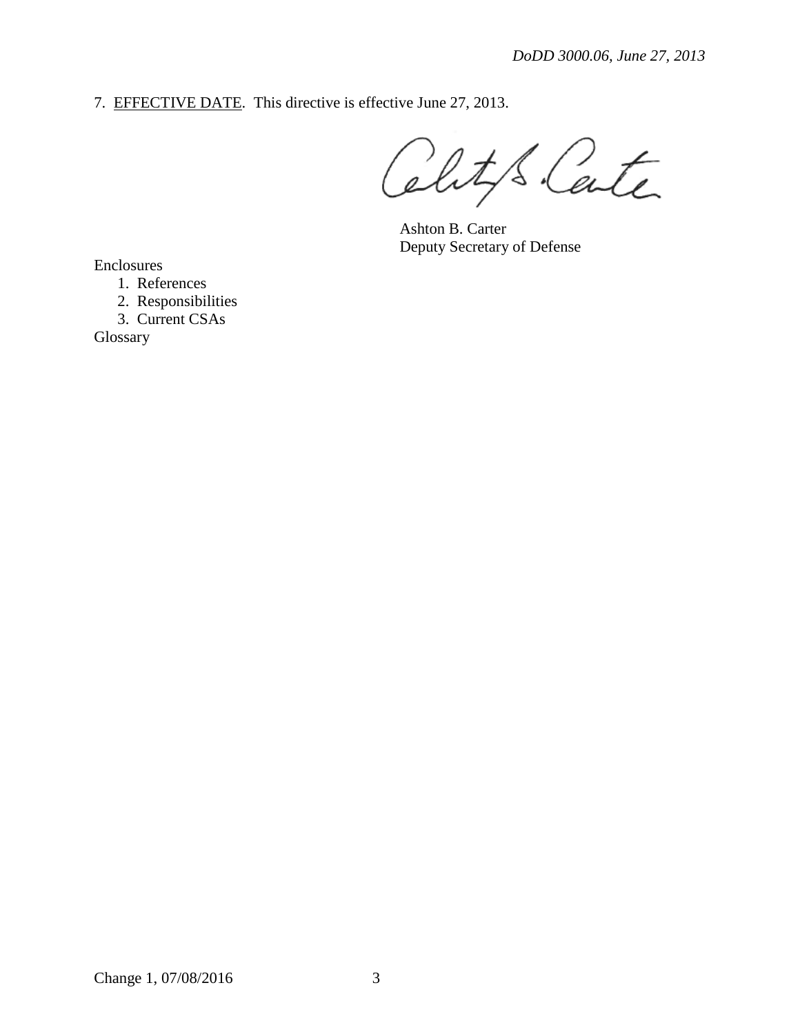7. EFFECTIVE DATE. This directive is effective June 27, 2013.

Ashton B. Carter
Deputy Secretary of Defense

Enclosures

1. References
2. Responsibilities
3. Current CSAs

Glossary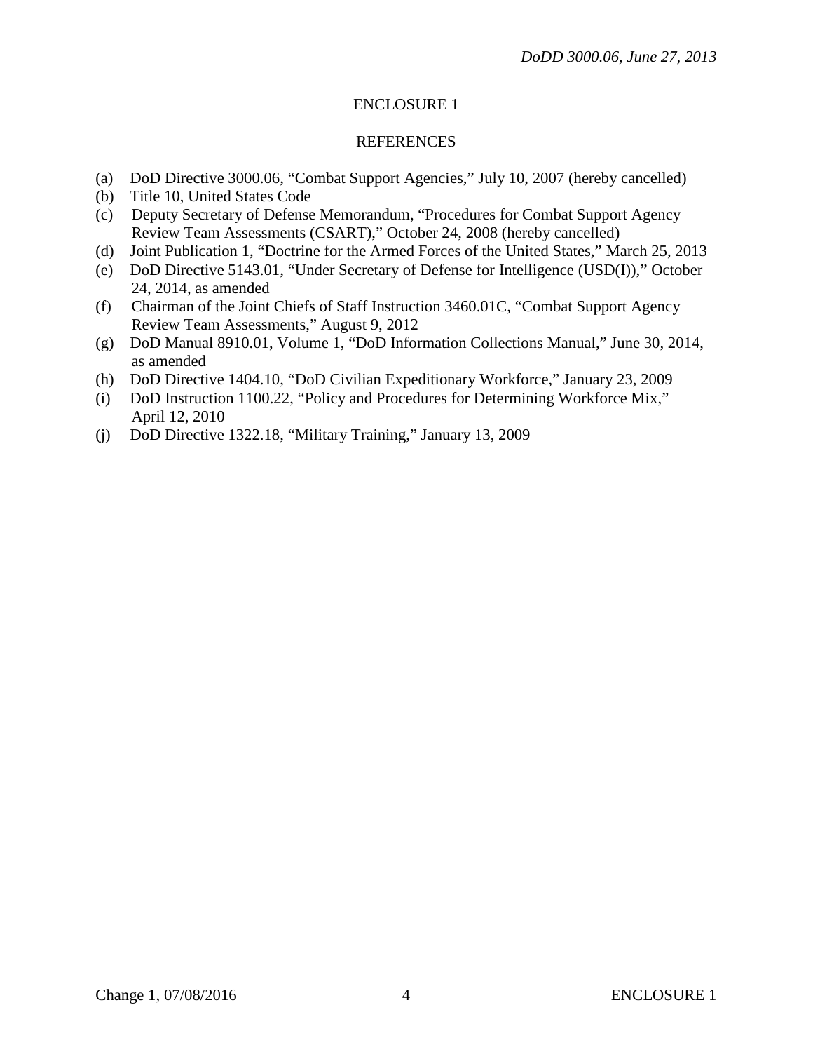## ENCLOSURE 1

## REFERENCES

(a) DoD Directive 3000.06, "Combat Support Agencies," July 10, 2007 (hereby cancelled)
(b) Title 10, United States Code
(c) Deputy Secretary of Defense Memorandum, "Procedures for Combat Support Agency Review Team Assessments (CSART)," October 24, 2008 (hereby cancelled)
(d) Joint Publication 1, "Doctrine for the Armed Forces of the United States," March 25, 2013
(e) DoD Directive 5143.01, "Under Secretary of Defense for Intelligence (USD(I))," October 24, 2014, as amended
(f) Chairman of the Joint Chiefs of Staff Instruction 3460.01C, "Combat Support Agency Review Team Assessments," August 9, 2012
(g) DoD Manual 8910.01, Volume 1, "DoD Information Collections Manual," June 30, 2014, as amended
(h) DoD Directive 1404.10, "DoD Civilian Expeditionary Workforce," January 23, 2009
(i) DoD Instruction 1100.22, "Policy and Procedures for Determining Workforce Mix," April 12, 2010
(j) DoD Directive 1322.18, "Military Training," January 13, 2009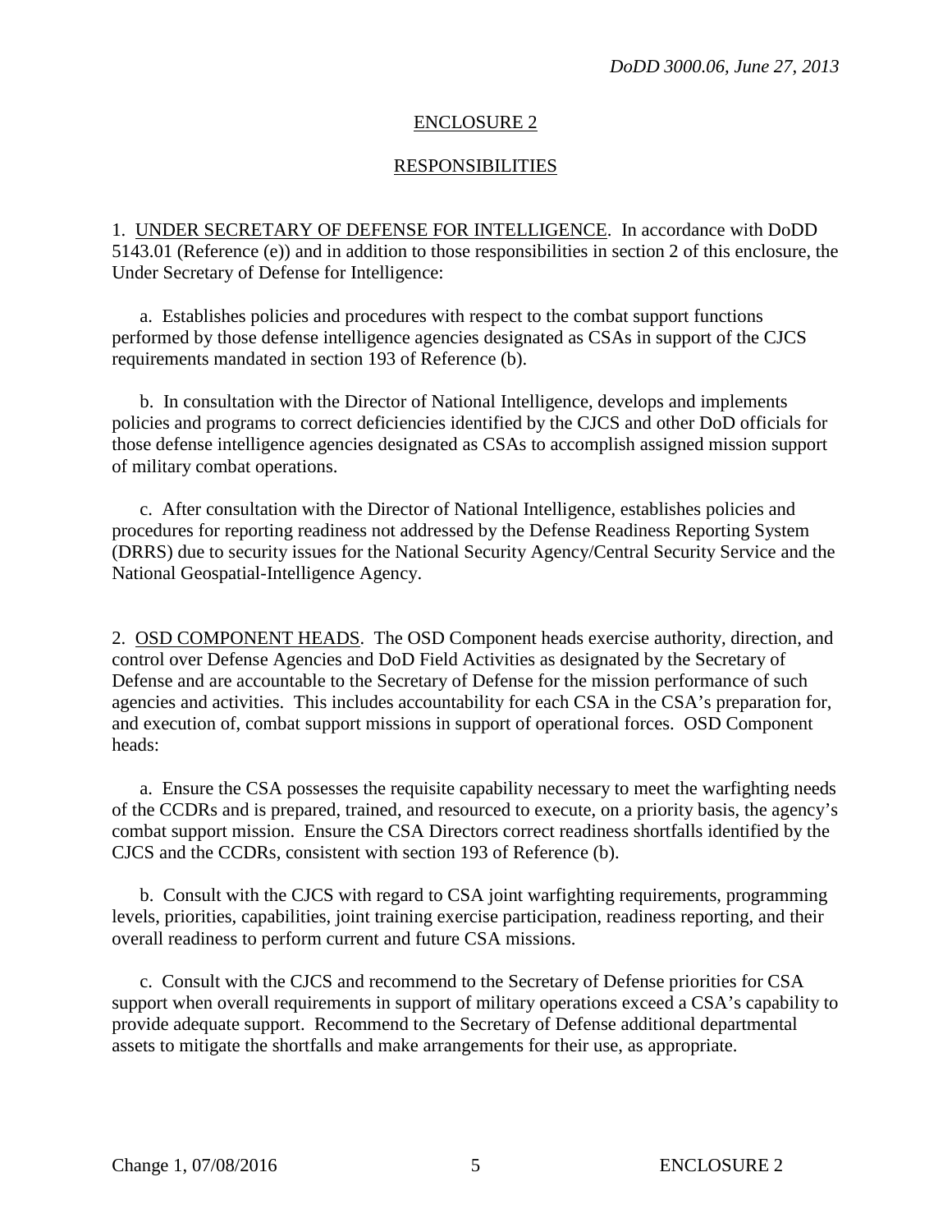## ENCLOSURE 2

## RESPONSIBILITIES

1. UNDER SECRETARY OF DEFENSE FOR INTELLIGENCE. In accordance with DoDD 5143.01 (Reference (e)) and in addition to those responsibilities in section 2 of this enclosure, the Under Secretary of Defense for Intelligence:

a. Establishes policies and procedures with respect to the combat support functions performed by those defense intelligence agencies designated as CSAs in support of the CJCS requirements mandated in section 193 of Reference (b).

b. In consultation with the Director of National Intelligence, develops and implements policies and programs to correct deficiencies identified by the CJCS and other DoD officials for those defense intelligence agencies designated as CSAs to accomplish assigned mission support of military combat operations.

c. After consultation with the Director of National Intelligence, establishes policies and procedures for reporting readiness not addressed by the Defense Readiness Reporting System (DRRS) due to security issues for the National Security Agency/Central Security Service and the National Geospatial-Intelligence Agency.

2. OSD COMPONENT HEADS. The OSD Component heads exercise authority, direction, and control over Defense Agencies and DoD Field Activities as designated by the Secretary of Defense and are accountable to the Secretary of Defense for the mission performance of such agencies and activities. This includes accountability for each CSA in the CSA's preparation for, and execution of, combat support missions in support of operational forces. OSD Component heads:

a. Ensure the CSA possesses the requisite capability necessary to meet the warfighting needs of the CCDRs and is prepared, trained, and resourced to execute, on a priority basis, the agency's combat support mission. Ensure the CSA Directors correct readiness shortfalls identified by the CJCS and the CCDRs, consistent with section 193 of Reference (b).

b. Consult with the CJCS with regard to CSA joint warfighting requirements, programming levels, priorities, capabilities, joint training exercise participation, readiness reporting, and their overall readiness to perform current and future CSA missions.

c. Consult with the CJCS and recommend to the Secretary of Defense priorities for CSA support when overall requirements in support of military operations exceed a CSA's capability to provide adequate support. Recommend to the Secretary of Defense additional departmental assets to mitigate the shortfalls and make arrangements for their use, as appropriate.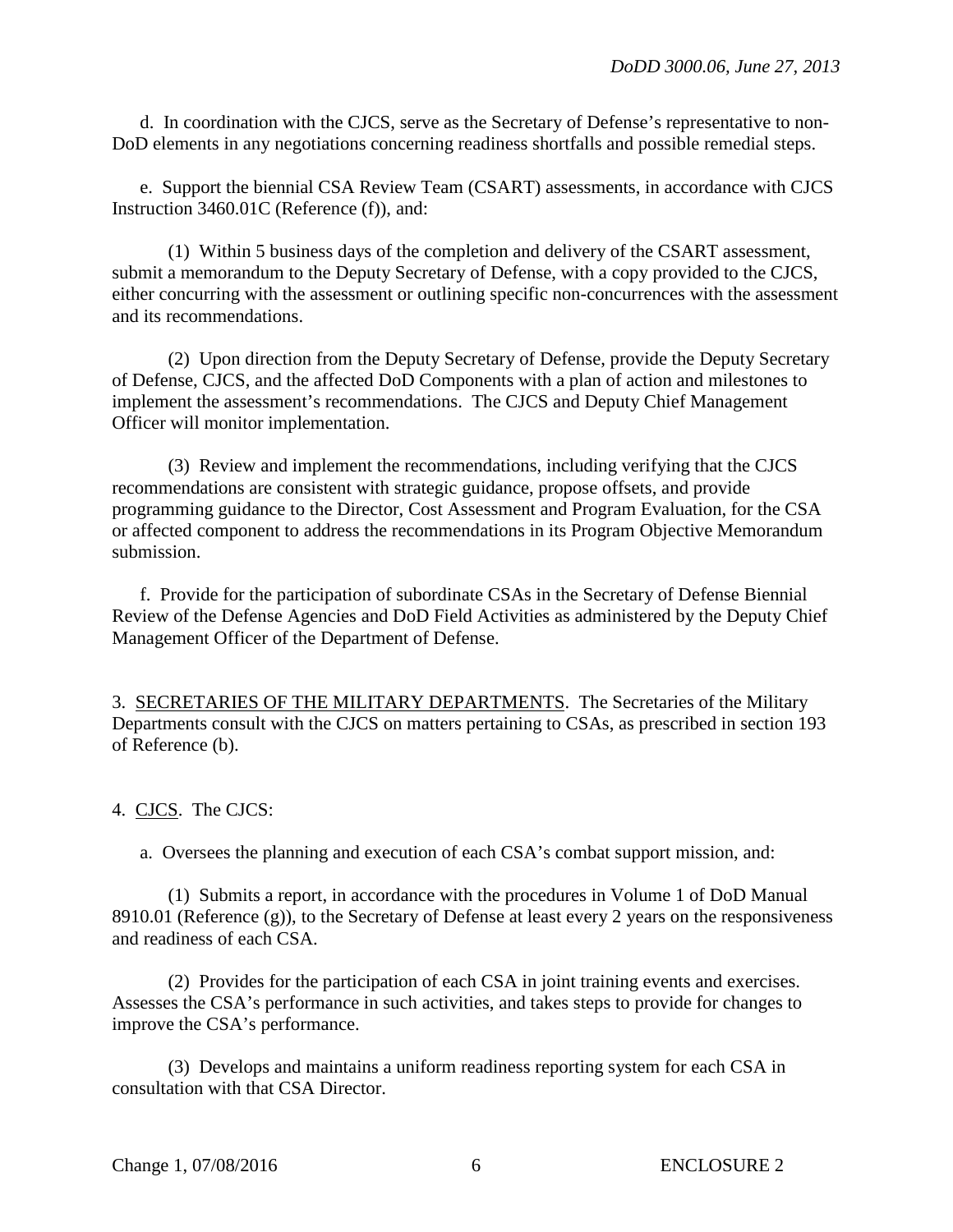d. In coordination with the CJCS, serve as the Secretary of Defense's representative to non-DoD elements in any negotiations concerning readiness shortfalls and possible remedial steps.

e. Support the biennial CSA Review Team (CSART) assessments, in accordance with CJCS Instruction 3460.01C (Reference (f)), and:

(1) Within 5 business days of the completion and delivery of the CSART assessment, submit a memorandum to the Deputy Secretary of Defense, with a copy provided to the CJCS, either concurring with the assessment or outlining specific non-concurrences with the assessment and its recommendations.

(2) Upon direction from the Deputy Secretary of Defense, provide the Deputy Secretary of Defense, CJCS, and the affected DoD Components with a plan of action and milestones to implement the assessment's recommendations. The CJCS and Deputy Chief Management Officer will monitor implementation.

(3) Review and implement the recommendations, including verifying that the CJCS recommendations are consistent with strategic guidance, propose offsets, and provide programming guidance to the Director, Cost Assessment and Program Evaluation, for the CSA or affected component to address the recommendations in its Program Objective Memorandum submission.

f. Provide for the participation of subordinate CSAs in the Secretary of Defense Biennial Review of the Defense Agencies and DoD Field Activities as administered by the Deputy Chief Management Officer of the Department of Defense.

3. SECRETARIES OF THE MILITARY DEPARTMENTS. The Secretaries of the Military Departments consult with the CJCS on matters pertaining to CSAs, as prescribed in section 193 of Reference (b).

4. CJCS. The CJCS:

a. Oversees the planning and execution of each CSA's combat support mission, and:

(1) Submits a report, in accordance with the procedures in Volume 1 of DoD Manual 8910.01 (Reference (g)), to the Secretary of Defense at least every 2 years on the responsiveness and readiness of each CSA.

(2) Provides for the participation of each CSA in joint training events and exercises. Assesses the CSA's performance in such activities, and takes steps to provide for changes to improve the CSA's performance.

(3) Develops and maintains a uniform readiness reporting system for each CSA in consultation with that CSA Director.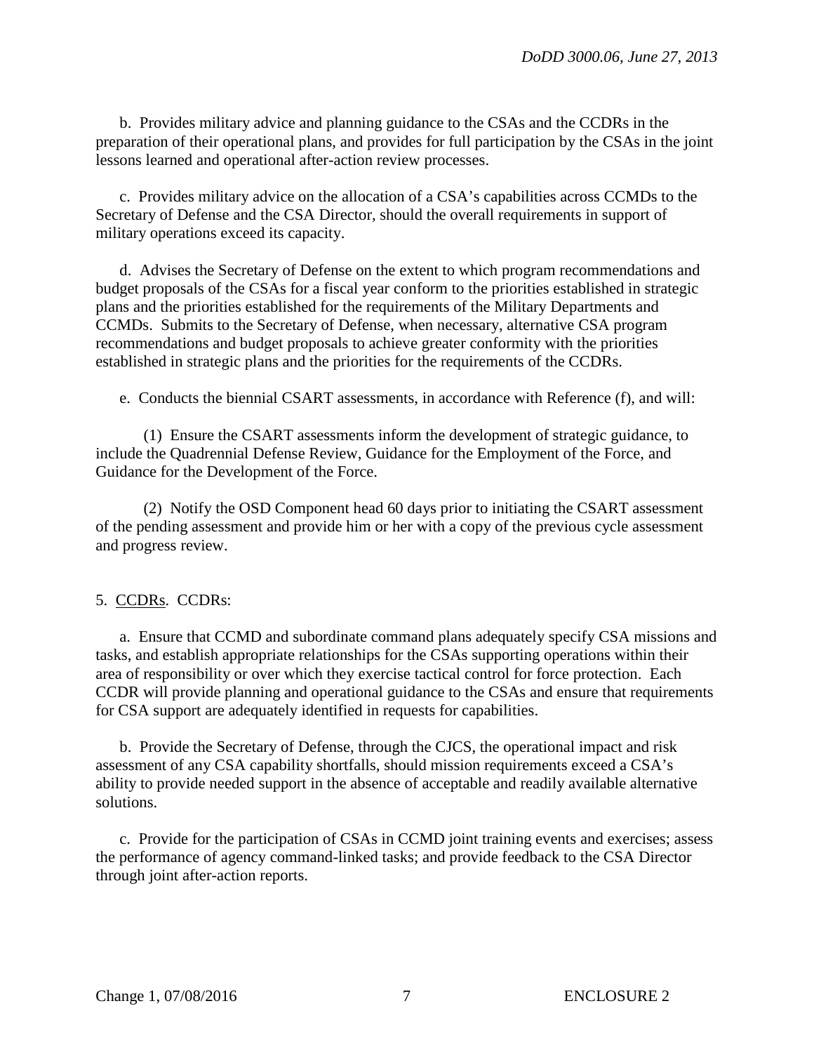b. Provides military advice and planning guidance to the CSAs and the CCDRs in the preparation of their operational plans, and provides for full participation by the CSAs in the joint lessons learned and operational after-action review processes.

c. Provides military advice on the allocation of a CSA's capabilities across CCMDs to the Secretary of Defense and the CSA Director, should the overall requirements in support of military operations exceed its capacity.

d. Advises the Secretary of Defense on the extent to which program recommendations and budget proposals of the CSAs for a fiscal year conform to the priorities established in strategic plans and the priorities established for the requirements of the Military Departments and CCMDs. Submits to the Secretary of Defense, when necessary, alternative CSA program recommendations and budget proposals to achieve greater conformity with the priorities established in strategic plans and the priorities for the requirements of the CCDRs.

e. Conducts the biennial CSART assessments, in accordance with Reference (f), and will:

(1) Ensure the CSART assessments inform the development of strategic guidance, to include the Quadrennial Defense Review, Guidance for the Employment of the Force, and Guidance for the Development of the Force.

(2) Notify the OSD Component head 60 days prior to initiating the CSART assessment of the pending assessment and provide him or her with a copy of the previous cycle assessment and progress review.

5. CCDRs. CCDRs:

a. Ensure that CCMD and subordinate command plans adequately specify CSA missions and tasks, and establish appropriate relationships for the CSAs supporting operations within their area of responsibility or over which they exercise tactical control for force protection. Each CCDR will provide planning and operational guidance to the CSAs and ensure that requirements for CSA support are adequately identified in requests for capabilities.

b. Provide the Secretary of Defense, through the CJCS, the operational impact and risk assessment of any CSA capability shortfalls, should mission requirements exceed a CSA's ability to provide needed support in the absence of acceptable and readily available alternative solutions.

c. Provide for the participation of CSAs in CCMD joint training events and exercises; assess the performance of agency command-linked tasks; and provide feedback to the CSA Director through joint after-action reports.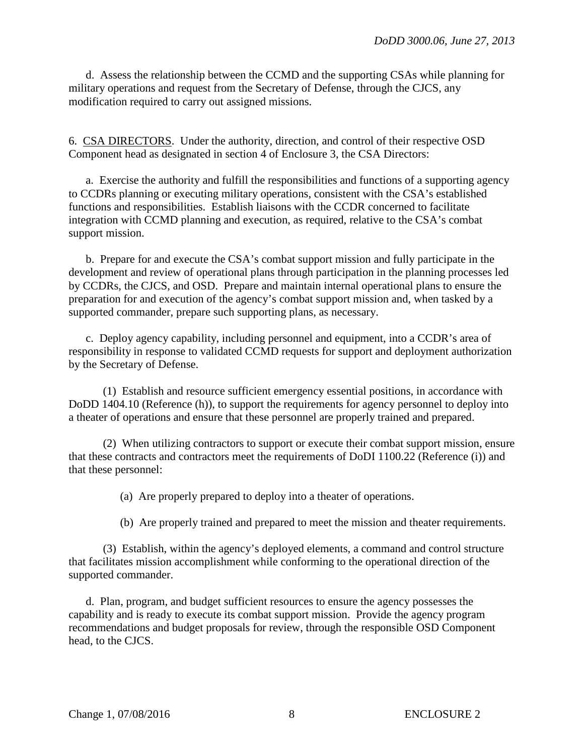d. Assess the relationship between the CCMD and the supporting CSAs while planning for military operations and request from the Secretary of Defense, through the CJCS, any modification required to carry out assigned missions.

6. CSA DIRECTORS. Under the authority, direction, and control of their respective OSD Component head as designated in section 4 of Enclosure 3, the CSA Directors:

a. Exercise the authority and fulfill the responsibilities and functions of a supporting agency to CCDRs planning or executing military operations, consistent with the CSA's established functions and responsibilities. Establish liaisons with the CCDR concerned to facilitate integration with CCMD planning and execution, as required, relative to the CSA's combat support mission.

b. Prepare for and execute the CSA's combat support mission and fully participate in the development and review of operational plans through participation in the planning processes led by CCDRs, the CJCS, and OSD. Prepare and maintain internal operational plans to ensure the preparation for and execution of the agency's combat support mission and, when tasked by a supported commander, prepare such supporting plans, as necessary.

c. Deploy agency capability, including personnel and equipment, into a CCDR's area of responsibility in response to validated CCMD requests for support and deployment authorization by the Secretary of Defense.

(1) Establish and resource sufficient emergency essential positions, in accordance with DoDD 1404.10 (Reference (h)), to support the requirements for agency personnel to deploy into a theater of operations and ensure that these personnel are properly trained and prepared.

(2) When utilizing contractors to support or execute their combat support mission, ensure that these contracts and contractors meet the requirements of DoDI 1100.22 (Reference (i)) and that these personnel:

(a) Are properly prepared to deploy into a theater of operations.

(b) Are properly trained and prepared to meet the mission and theater requirements.

(3) Establish, within the agency's deployed elements, a command and control structure that facilitates mission accomplishment while conforming to the operational direction of the supported commander.

d. Plan, program, and budget sufficient resources to ensure the agency possesses the capability and is ready to execute its combat support mission. Provide the agency program recommendations and budget proposals for review, through the responsible OSD Component head, to the CJCS.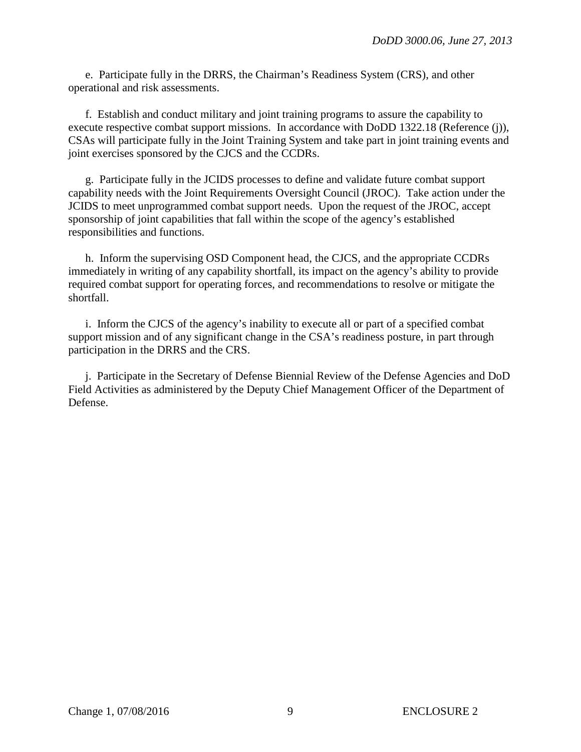e. Participate fully in the DRRS, the Chairman's Readiness System (CRS), and other operational and risk assessments.

f. Establish and conduct military and joint training programs to assure the capability to execute respective combat support missions. In accordance with DoDD 1322.18 (Reference (j)), CSAs will participate fully in the Joint Training System and take part in joint training events and joint exercises sponsored by the CJCS and the CCDRs.

g. Participate fully in the JCIDS processes to define and validate future combat support capability needs with the Joint Requirements Oversight Council (JROC). Take action under the JCIDS to meet unprogrammed combat support needs. Upon the request of the JROC, accept sponsorship of joint capabilities that fall within the scope of the agency's established responsibilities and functions.

h. Inform the supervising OSD Component head, the CJCS, and the appropriate CCDRs immediately in writing of any capability shortfall, its impact on the agency's ability to provide required combat support for operating forces, and recommendations to resolve or mitigate the shortfall.

i. Inform the CJCS of the agency's inability to execute all or part of a specified combat support mission and of any significant change in the CSA's readiness posture, in part through participation in the DRRS and the CRS.

j. Participate in the Secretary of Defense Biennial Review of the Defense Agencies and DoD Field Activities as administered by the Deputy Chief Management Officer of the Department of Defense.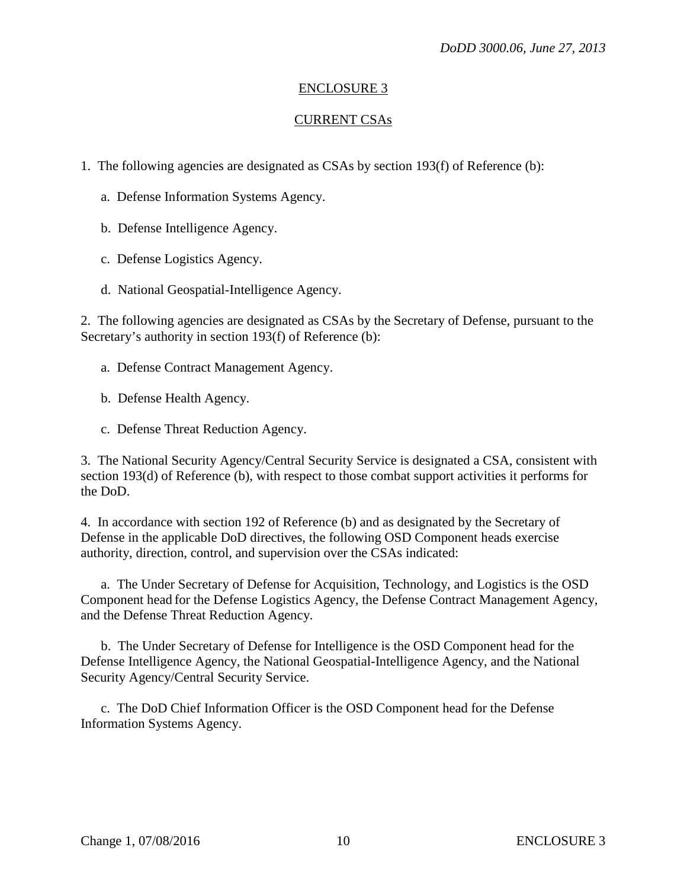## ENCLOSURE 3

## CURRENT CSAs

1. The following agencies are designated as CSAs by section 193(f) of Reference (b):

    a. Defense Information Systems Agency.

    b. Defense Intelligence Agency.

    c. Defense Logistics Agency.

    d. National Geospatial-Intelligence Agency.

2. The following agencies are designated as CSAs by the Secretary of Defense, pursuant to the Secretary's authority in section 193(f) of Reference (b):

    a. Defense Contract Management Agency.

    b. Defense Health Agency.

    c. Defense Threat Reduction Agency.

3. The National Security Agency/Central Security Service is designated a CSA, consistent with section 193(d) of Reference (b), with respect to those combat support activities it performs for the DoD.

4. In accordance with section 192 of Reference (b) and as designated by the Secretary of Defense in the applicable DoD directives, the following OSD Component heads exercise authority, direction, control, and supervision over the CSAs indicated:

    a. The Under Secretary of Defense for Acquisition, Technology, and Logistics is the OSD Component head for the Defense Logistics Agency, the Defense Contract Management Agency, and the Defense Threat Reduction Agency.

    b. The Under Secretary of Defense for Intelligence is the OSD Component head for the Defense Intelligence Agency, the National Geospatial-Intelligence Agency, and the National Security Agency/Central Security Service.

    c. The DoD Chief Information Officer is the OSD Component head for the Defense Information Systems Agency.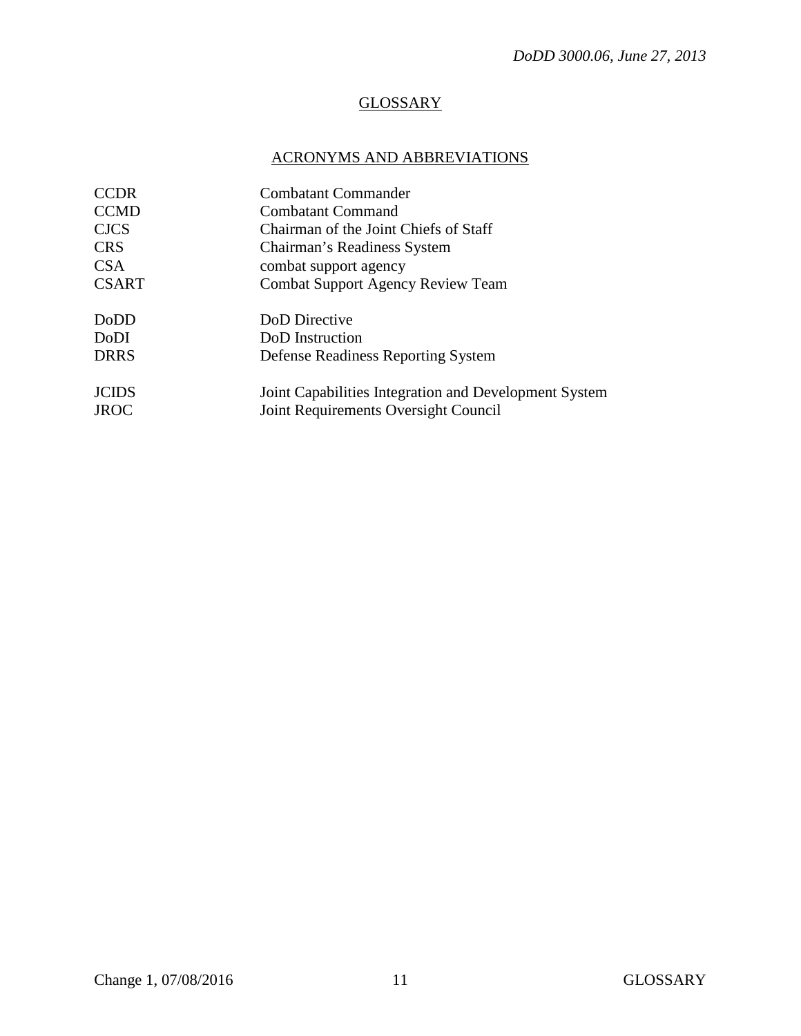## GLOSSARY

### ACRONYMS AND ABBREVIATIONS

| | |
|---|---|
| CCDR | Combatant Commander |
| CCMD | Combatant Command |
| CJCS | Chairman of the Joint Chiefs of Staff |
| CRS | Chairman's Readiness System |
| CSA | combat support agency |
| CSART | Combat Support Agency Review Team |
| DoDD | DoD Directive |
| DoDI | DoD Instruction |
| DRRS | Defense Readiness Reporting System |
| JCIDS | Joint Capabilities Integration and Development System |
| JROC | Joint Requirements Oversight Council |